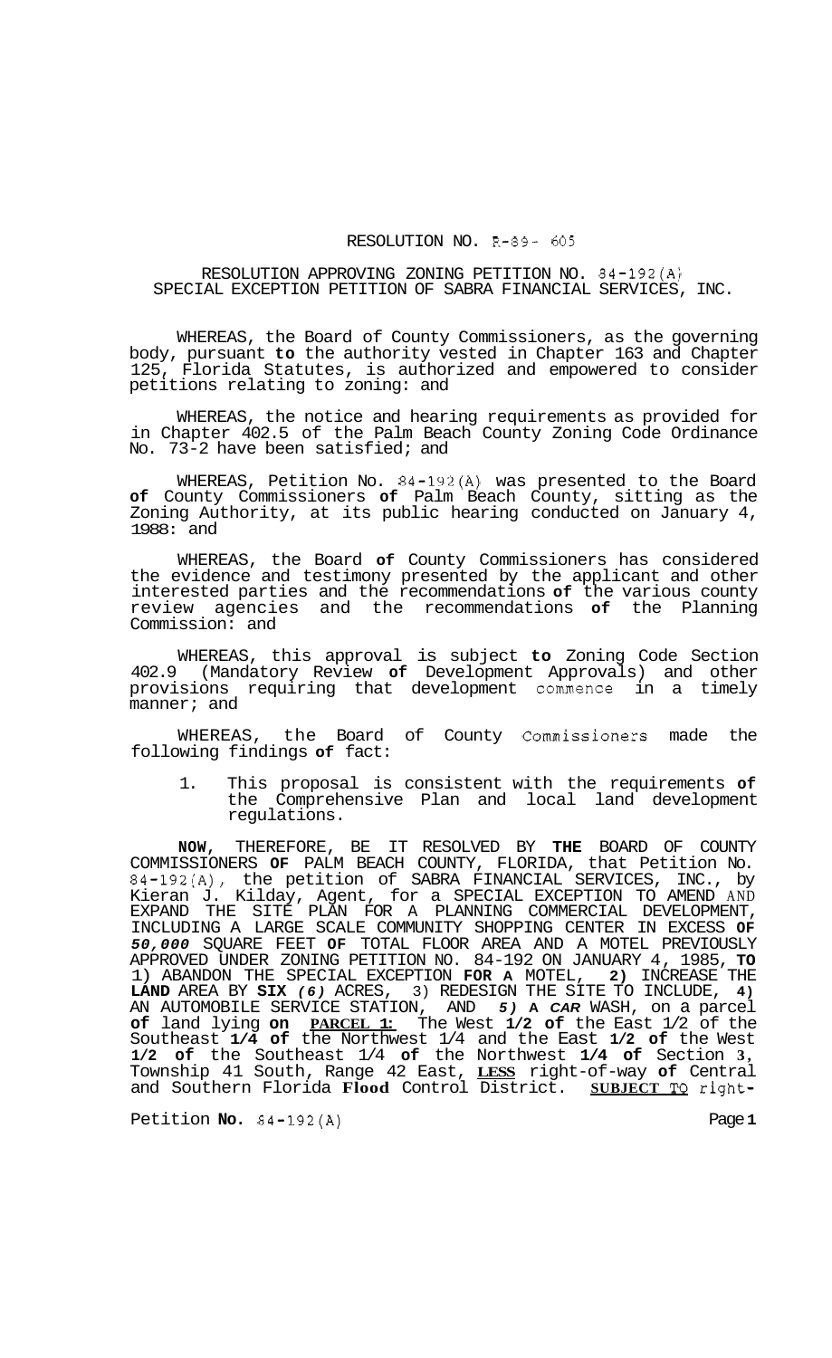RESOLUTION NO. R-89- 605

RESOLUTION APPROVING ZONING PETITION NO. 84-192(A) SPECIAL EXCEPTION PETITION OF SABRA FINANCIAL SERVICES, INC.

WHEREAS, the Board of County Commissioners, as the governing body, pursuant **to** the authority vested in Chapter 163 and Chapter 125, Florida Statutes, is authorized and empowered to consider petitions relating to zoning: and

WHEREAS, the notice and hearing requirements as provided for in Chapter 402.5 of the Palm Beach County Zoning Code Ordinance No. 73-2 have been satisfied; and

WHEREAS, Petition No. 84-192(A) was presented to the Board **of** County Commissioners **of** Palm Beach County, sitting as the Zoning Authority, at its public hearing conducted on January 4, 1988: and

WHEREAS, the Board **of** County Commissioners has considered the evidence and testimony presented by the applicant and other interested parties and the recommendations **of** the various county review agencies and the recommendations **of** the Planning Commission: and

WHEREAS, this approval is subject **to** Zoning Code Section 402.9 (Mandatory Review **of** Development Approvals) and other provisions requiring that development commence in a timely manner; and

WHEREAS, the Board of County Commissioners made the following findings **of** fact:

1. This proposal is consistent with the requirements **of** the Comprehensive Plan and local land development regulations.

**NOW**, THEREFORE, BE IT RESOLVED BY **THE** BOARD OF COUNTY COMMISSIONERS **OF** PALM BEACH COUNTY, FLORIDA, that Petition No. 84-192(A), the petition of SABRA FINANCIAL SERVICES, INC., by Kieran J. Kilday, Agent, for a SPECIAL EXCEPTION TO AMEND AND EXPAND THE SITE PLAN FOR A PLANNING COMMERCIAL DEVELOPMENT, INCLUDING A LARGE SCALE COMMUNITY SHOPPING CENTER IN EXCESS **OF** ***50,000*** SQUARE FEET **OF** TOTAL FLOOR AREA AND A MOTEL PREVIOUSLY APPROVED UNDER ZONING PETITION NO. 84-192 ON JANUARY 4, 1985, **TO** 1) ABANDON THE SPECIAL EXCEPTION **FOR A** MOTEL, **2)** INCREASE THE **LAND** AREA BY **SIX** *(6)* ACRES, 3) REDESIGN THE SITE TO INCLUDE, **4)** AN AUTOMOBILE SERVICE STATION, AND ***5) A CAR*** WASH, on a parcel **of** land lying **on** **PARCEL 1:** The West **1/2 of** the East 1/2 of the Southeast **1/4 of** the Northwest 1/4 and the East **1/2 of** the West **1/2 of** the Southeast 1/4 **of** the Northwest **1/4 of** Section **3**, Township 41 South, Range 42 East, **LESS** right-of-way **of** Central and Southern Florida **Flood** Control District. **SUBJECT TO** right-

Petition **No.** 84-192(A)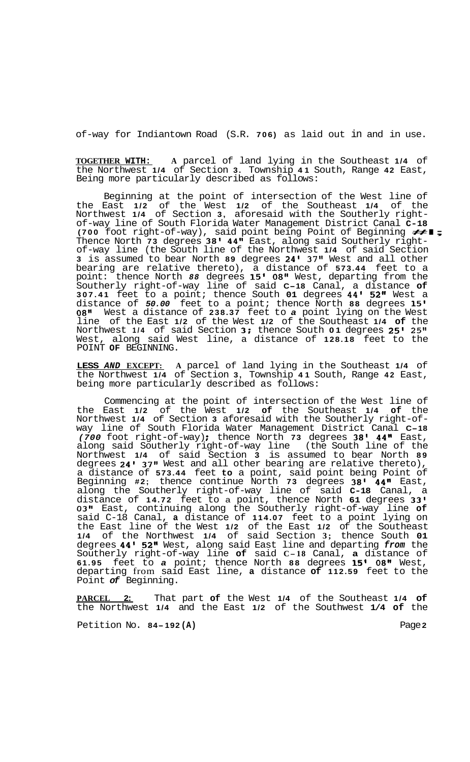of-way for Indiantown Road (S.R. 706) as laid out in and in use.

**TOGETHER WITH:** A parcel of land lying in the Southeast 1/4 of the Northwest 1/4 of Section 3. Township 41 South, Range 42 East, Being more particularly described as follows:

Beginning at the point of intersection of the West line of the East 1/2 of the West 1/2 of the Southeast 1/4 of the Northwest 1/4 of Section 3, aforesaid with the Southerly right-of-way line of South Florida Water Management District Canal C-18 (700 foot right-of-way), said point being Point of Beginning #1; Thence North 73 degrees 38' 44" East, along said Southerly right-of-way line (the South line of the Northwest 1/4 of said Section 3 is assumed to bear North 89 degrees 24' 37" West and all other bearing are relative thereto), a distance of 573.44 feet to a point: thence North 88 degrees 15' 08" West, departing from the Southerly right-of-way line of said C-18 Canal, a distance of 307.41 feet to a point; thence South 01 degrees 44' 52" West a distance of *50.00* feet to a point; thence North 88 degrees 15' 08" West a distance of 238.37 feet to *a* point lying on the West line of the East 1/2 of the West 1/2 of the Southeast 1/4 of the Northwest 1/4 of said Section 3; thence South 01 degrees 25' 25" West, along said West line, a distance of 128.18 feet to the POINT OF BEGINNING.

**LESS *AND* EXCEPT:** A parcel of land lying in the Southeast 1/4 of the Northwest 1/4 of Section 3, Township 41 South, Range 42 East, being more particularly described as follows:

Commencing at the point of intersection of the West line of the East 1/2 of the West 1/2 of the Southeast 1/4 of the Northwest 1/4 of Section 3 aforesaid with the Southerly right-of-way line of South Florida Water Management District Canal C-18 *(700* foot right-of-way); thence North 73 degrees 38' 44" East, along said Southerly right-of-way line (the South line of the Northwest 1/4 of said Section 3 is assumed to bear North 89 degrees 24' 37" West and all other bearing are relative thereto), a distance of 573.44 feet to a point, said point being Point of Beginning #2; thence continue North 73 degrees 38' 44" East, along the Southerly right-of-way line of said C-18 Canal, a distance of 14.72 feet to a point, thence North 61 degrees 33' 03" East, continuing along the Southerly right-of-way line of said C-18 Canal, a distance of 114.07 feet to a point lying on the East line of the West 1/2 of the East 1/2 of the Southeast 1/4 of the Northwest 1/4 of said Section 3; thence South 01 degrees 44' 52" West, along said East line and departing *from* the Southerly right-of-way line of said C-18 Canal, a distance of 61.95 feet to *a* point; thence North 88 degrees 15' 08" West, departing from said East line, a distance of 112.59 feet to the Point *of* Beginning.

**PARCEL 2:** That part of the West 1/4 of the Southeast 1/4 of the Northwest 1/4 and the East 1/2 of the Southwest 1/4 of the

Petition No. 84-192(A)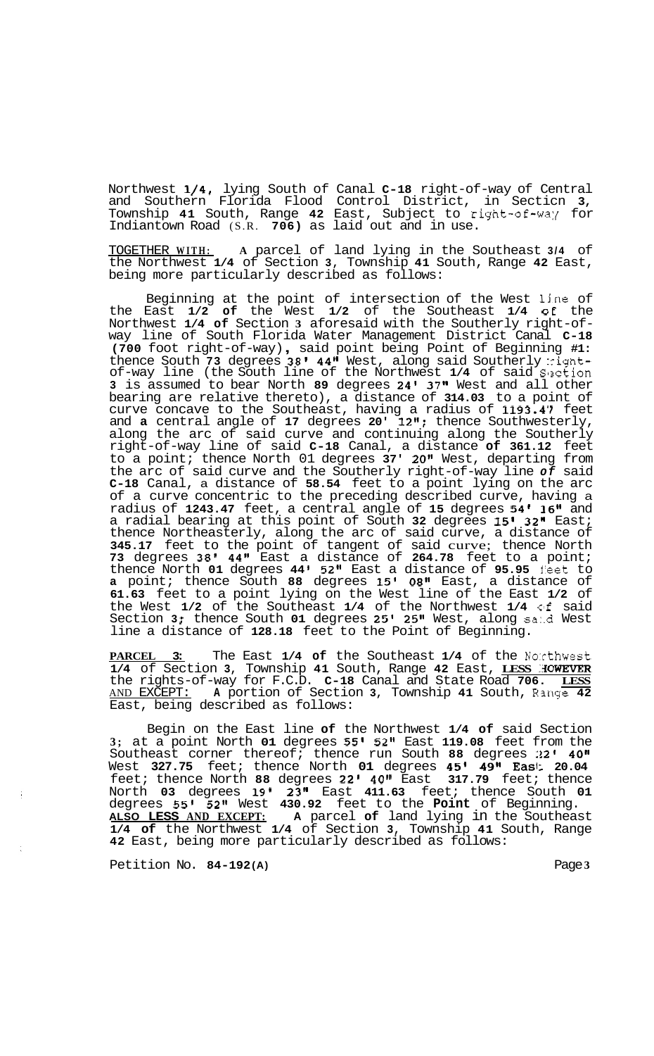Northwest 1/4, lying South of Canal C-18 right-of-way of Central and Southern Florida Flood Control District, in Section 3, Township 41 South, Range 42 East, Subject to right-of-way for Indiantown Road (S.R. 706) as laid out and in use.

TOGETHER WITH: A parcel of land lying in the Southeast 3/4 of the Northwest 1/4 of Section 3, Township 41 South, Range 42 East, being more particularly described as follows:

Beginning at the point of intersection of the West line of the East 1/2 of the West 1/2 of the Southeast 1/4 of the Northwest 1/4 of Section 3 aforesaid with the Southerly right-of-way line of South Florida Water Management District Canal C-18 (700 foot right-of-way), said point being Point of Beginning #1: thence South 73 degrees 38' 44" West, along said Southerly right-of-way line (the South line of the Northwest 1/4 of said Section 3 is assumed to bear North 89 degrees 24' 37" West and all other bearing are relative thereto), a distance of 314.03 to a point of curve concave to the Southeast, having a radius of 1193.47 feet and a central angle of 17 degrees 20' 12"; thence Southwesterly, along the arc of said curve and continuing along the Southerly right-of-way line of said C-18 Canal, a distance of 361.12 feet to a point; thence North 01 degrees 37' 20" West, departing from the arc of said curve and the Southerly right-of-way line of said C-18 Canal, a distance of 58.54 feet to a point lying on the arc of a curve concentric to the preceding described curve, having a radius of 1243.47 feet, a central angle of 15 degrees 54' 16" and a radial bearing at this point of South 32 degrees 15' 32" East; thence Northeasterly, along the arc of said curve, a distance of 345.17 feet to the point of tangent of said curve; thence North 73 degrees 38' 44" East a distance of 264.78 feet to a point; thence North 01 degrees 44' 52" East a distance of 95.95 feet to a point; thence South 88 degrees 15' 08" East, a distance of 61.63 feet to a point lying on the West line of the East 1/2 of the West 1/2 of the Southeast 1/4 of the Northwest 1/4 of said Section 3; thence South 01 degrees 25' 25" West, along said West line a distance of 128.18 feet to the Point of Beginning.

**PARCEL 3:** The East 1/4 of the Southeast 1/4 of the Northwest 1/4 of Section 3, Township 41 South, Range 42 East, **LESS HOWEVER** the rights-of-way for F.C.D. C-18 Canal and State Road 706. **LESS AND EXCEPT:** A portion of Section 3, Township 41 South, Range 42 East, being described as follows:

Begin on the East line of the Northwest 1/4 of said Section 3; at a point North 01 degrees 55' 52" East 119.08 feet from the Southeast corner thereof; thence run South 88 degrees 22' 40" West 327.75 feet; thence North 01 degrees 45' 49" East 20.04 feet; thence North 88 degrees 22' 40" East 317.79 feet; thence North 03 degrees 19' 23" East 411.63 feet; thence South 01 degrees 55' 52" West 430.92 feet to the Point of Beginning. **ALSO LESS AND EXCEPT:** A parcel of land lying in the Southeast 1/4 of the Northwest 1/4 of Section 3, Township 41 South, Range 42 East, being more particularly described as follows:

Petition No. 84-192(A)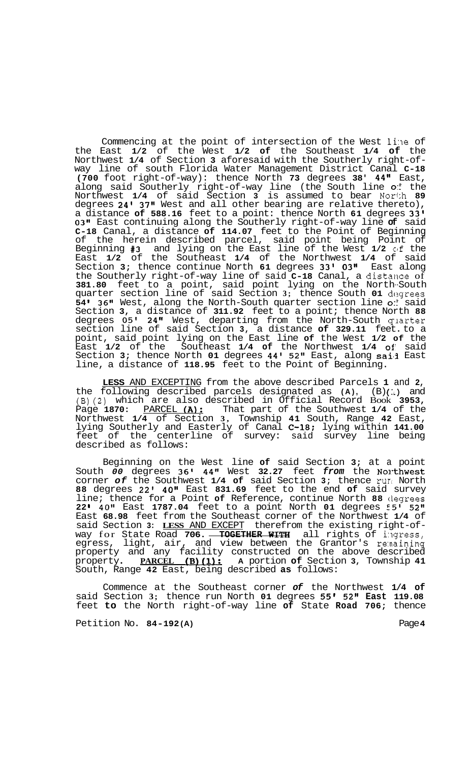Commencing at the point of intersection of the West line of the East **1/2** of the West **1/2 of** the Southeast **1/4 of** the Northwest **1/4** of Section **3** aforesaid with the Southerly right-of-way line of south Florida Water Management District Canal **C-18 (700** foot right-of-way): thence North **73** degrees **38' 44"** East, along said Southerly right-of-way line (the South line of the Northwest **1/4** of said Section **3** is assumed to bear North **89** degrees **24' 37"** West and all other bearing are relative thereto), a distance **of 588.16** feet to a point: thence North **61** degrees **33' 03"** East continuing along the Southerly right-of-way line **of** said **C-18** Canal, a distance **of 114.07** feet to the Point of Beginning of the herein described parcel, said point being Point of Beginning **#3** and lying on the East line of the West **1/2** of the East **1/2** of the Southeast **1/4** of the Northwest **1/4** of said Section **3;** thence continue North **61** degrees **33' 03"** East along the Southerly right-of-way line of said **C-18** Canal, a distance of **381.80** feet to a point, said point lying on the North-South quarter section line of said Section **3;** thence South **01** degrees **54' 36"** West, along the North-South quarter section line of said Section **3,** a distance of **311.92** feet to a point; thence North **88** degrees **05' 24"** West, departing from the North-South quarter section line of said Section **3**, a distance **of 329.11** feet to a point, said point lying on the East line **of** the West **1/2 of** the East **1/2** of the Southeast **1/4 of** the Northwest **1/4 of** said Section **3;** thence North **01** degrees **44' 52"** East, along said East line, a distance of **118.95** feet to the Point of Beginning.

**LESS** AND EXCEPTING from the above described Parcels **1** and **2**, the following described parcels designated as **(A)**, (B)(1) and (B)(2) which are also described in Official Record Book **3953**, Page **1870**: PARCEL **(A):** That part of the Southwest **1/4** of the Northwest **1/4** of Section **3**, Township **41** South, Range **42** East, lying Southerly and Easterly of Canal **C-18;** lying within **141.00** feet of the centerline of survey: said survey line being described as follows:

Beginning on the West line **of** said Section **3**; at a point South *00* degrees **36' 44"** West **32.27** feet *from* the **Northwest** corner *of* the Southwest **1/4 of** said Section **3**; thence run North **88** degrees **22' 40"** East **831.69** feet to the end **of** said survey line; thence for a Point **of** Reference, continue North **88** degrees **22' 40"** East **1787.04** feet to a point North **01** degrees **55' 52"** East **68.98** feet from the Southeast corner of the Northwest **1/4** of said Section **3**: **LESS** AND EXCEPT therefrom the existing right-of-way for State Road **706. TOGETHER WITH** all rights of ingress, egress, light, air, and view between the Grantor's remaining property and any facility constructed on the above described property. **PARCEL (B)(1): A** portion **of** Section **3**, Township **41** South, Range **42** East, being described **as** follows:

Commence at the Southeast corner *of* the Northwest **1/4 of** said Section **3;** thence run North **01** degrees **55' 52" East 119.08** feet **to** the North right-of-way line **of** State **Road 706**; thence

Petition No. **84-192(A)**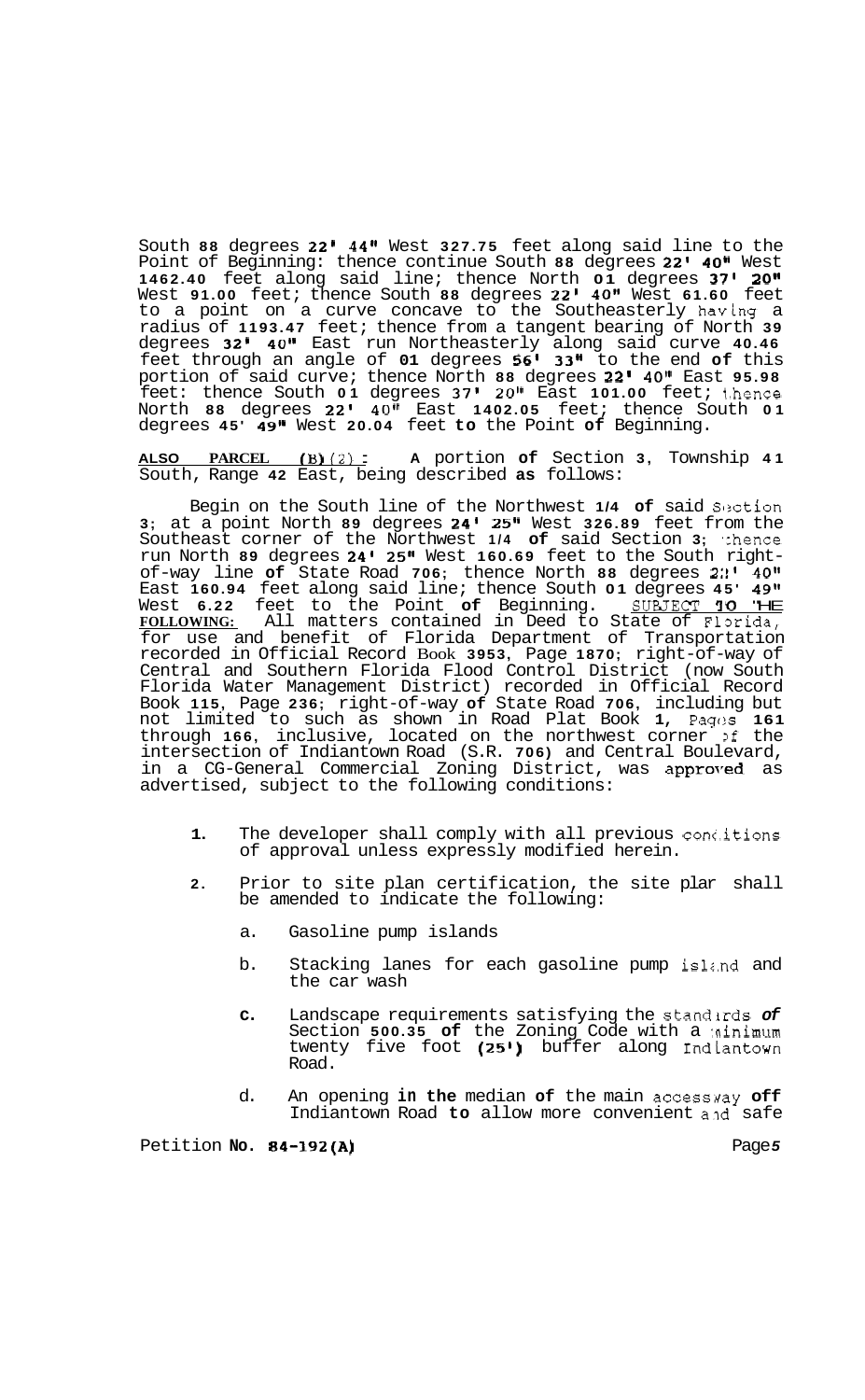South 88 degrees 22' 44" West 327.75 feet along said line to the Point of Beginning: thence continue South 88 degrees 22' 40" West 1462.40 feet along said line; thence North 01 degrees 37' 20" West 91.00 feet; thence South 88 degrees 22' 40" West 61.60 feet to a point on a curve concave to the Southeasterly having a radius of 1193.47 feet; thence from a tangent bearing of North 39 degrees 32' 40" East run Northeasterly along said curve 40.46 feet through an angle of 01 degrees 56' 33" to the end of this portion of said curve; thence North 88 degrees 22' 40" East 95.98 feet: thence South 01 degrees 37' 20" East 101.00 feet; thence North 88 degrees 22' 40" East 1402.05 feet; thence South 01 degrees 45' 49" West 20.04 feet to the Point of Beginning.

**ALSO PARCEL (B)(2):** A portion of Section 3, Township 41 South, Range 42 East, being described as follows:

Begin on the South line of the Northwest 1/4 of said Section 3; at a point North 89 degrees 24' 25" West 326.89 feet from the Southeast corner of the Northwest 1/4 of said Section 3; thence run North 89 degrees 24' 25" West 160.69 feet to the South right-of-way line of State Road 706; thence North 88 degrees 22' 40" East 160.94 feet along said line; thence South 01 degrees 45' 49" West 6.22 feet to the Point of Beginning. SUBJECT TO THE FOLLOWING: All matters contained in Deed to State of Florida, for use and benefit of Florida Department of Transportation recorded in Official Record Book 3953, Page 1870; right-of-way of Central and Southern Florida Flood Control District (now South Florida Water Management District) recorded in Official Record Book 115, Page 236; right-of-way of State Road 706, including but not limited to such as shown in Road Plat Book 1, Pages 161 through 166, inclusive, located on the northwest corner of the intersection of Indiantown Road (S.R. 706) and Central Boulevard, in a CG-General Commercial Zoning District, was approved as advertised, subject to the following conditions:

1. The developer shall comply with all previous conditions of approval unless expressly modified herein.

2. Prior to site plan certification, the site plan shall be amended to indicate the following:

   a. Gasoline pump islands

   b. Stacking lanes for each gasoline pump island and the car wash

   c. Landscape requirements satisfying the standards of Section 500.35 of the Zoning Code with a minimum twenty five foot (25') buffer along Indiantown Road.

   d. An opening in the median of the main accessway off Indiantown Road to allow more convenient and safe

Petition No. 84-192(A)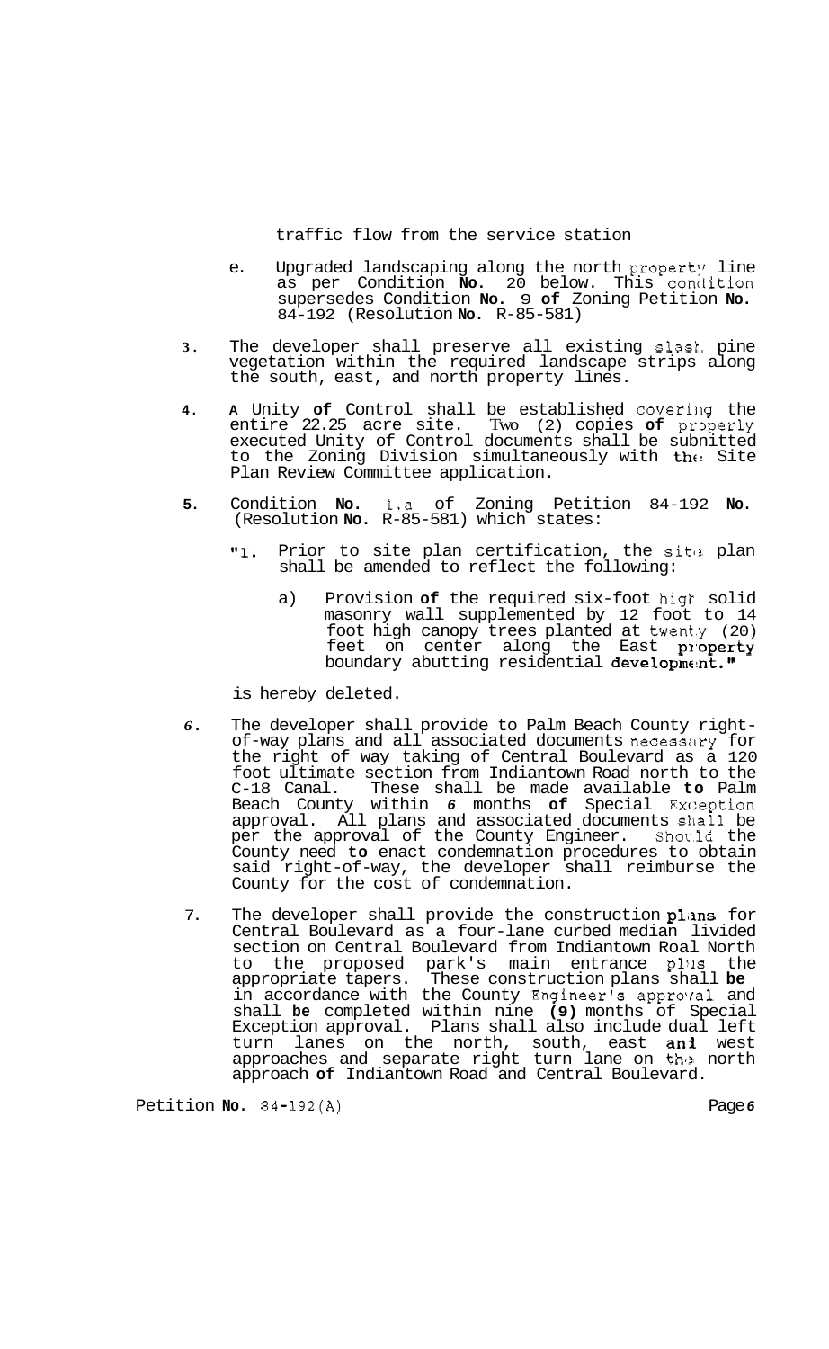traffic flow from the service station

e. Upgraded landscaping along the north property line as per Condition **No.** 20 below. This condition supersedes Condition **No.** 9 **of** Zoning Petition **No.** 84-192 (Resolution **No.** R-85-581)

3. The developer shall preserve all existing slash pine vegetation within the required landscape strips along the south, east, and north property lines.

4. **A** Unity **of** Control shall be established covering the entire 22.25 acre site. Two (2) copies **of** properly executed Unity of Control documents shall be submitted to the Zoning Division simultaneously with the Site Plan Review Committee application.

5. Condition **No.** 1.a of Zoning Petition 84-192 **No.** (Resolution **No.** R-85-581) which states:

   "1. Prior to site plan certification, the site plan shall be amended to reflect the following:

      a) Provision **of** the required six-foot high solid masonry wall supplemented by 12 foot to 14 foot high canopy trees planted at twenty (20) feet on center along the East property boundary abutting residential development."

   is hereby deleted.

6. The developer shall provide to Palm Beach County right-of-way plans and all associated documents necessary for the right of way taking of Central Boulevard as a 120 foot ultimate section from Indiantown Road north to the C-18 Canal. These shall be made available **to** Palm Beach County within *6* months **of** Special Exception approval. All plans and associated documents shall be per the approval of the County Engineer. Should the County need **to** enact condemnation procedures to obtain said right-of-way, the developer shall reimburse the County for the cost of condemnation.

7. The developer shall provide the construction plans for Central Boulevard as a four-lane curbed median livided section on Central Boulevard from Indiantown Roal North to the proposed park's main entrance plus the appropriate tapers. These construction plans shall **be** in accordance with the County Engineer's approval and shall **be** completed within nine **(9)** months of Special Exception approval. Plans shall also include dual left turn lanes on the north, south, east and west approaches and separate right turn lane on the north approach **of** Indiantown Road and Central Boulevard.

Petition **No.** 84-192(A)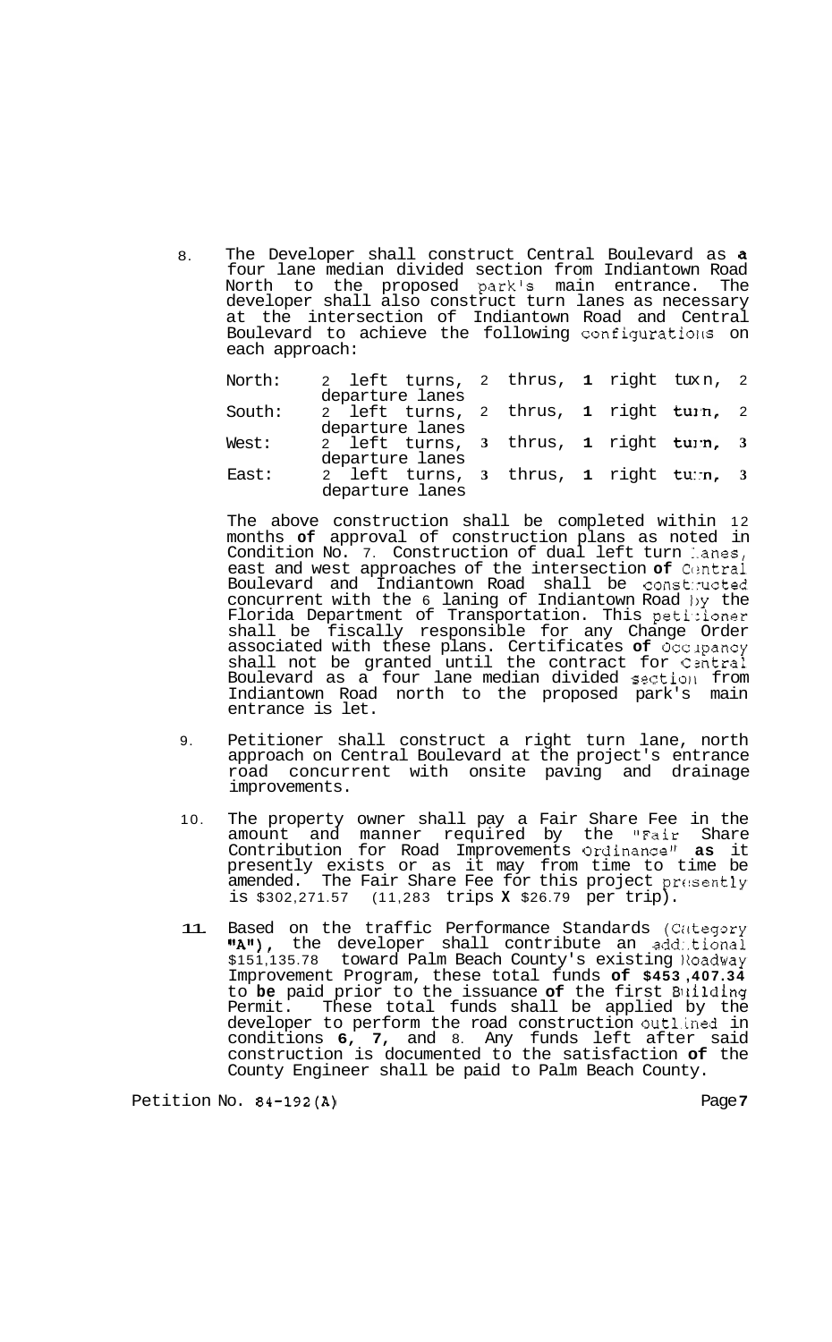8. The Developer shall construct Central Boulevard as a four lane median divided section from Indiantown Road North to the proposed park's main entrance. The developer shall also construct turn lanes as necessary at the intersection of Indiantown Road and Central Boulevard to achieve the following configurations on each approach:

| | |
|---|---|
| North: | 2 left turns, 2 thrus, 1 right turn, 2 departure lanes |
| South: | 2 left turns, 2 thrus, 1 right turn, 2 departure lanes |
| West: | 2 left turns, 3 thrus, 1 right turn, 3 departure lanes |
| East: | 2 left turns, 3 thrus, 1 right turn, 3 departure lanes |

   The above construction shall be completed within 12 months of approval of construction plans as noted in Condition No. 7. Construction of dual left turn lanes, east and west approaches of the intersection of Central Boulevard and Indiantown Road shall be constructed concurrent with the 6 laning of Indiantown Road by the Florida Department of Transportation. This petitioner shall be fiscally responsible for any Change Order associated with these plans. Certificates of Occupancy shall not be granted until the contract for Central Boulevard as a four lane median divided section from Indiantown Road north to the proposed park's main entrance is let.

9. Petitioner shall construct a right turn lane, north approach on Central Boulevard at the project's entrance road concurrent with onsite paving and drainage improvements.

10. The property owner shall pay a Fair Share Fee in the amount and manner required by the "Fair Share Contribution for Road Improvements Ordinance" as it presently exists or as it may from time to time be amended. The Fair Share Fee for this project presently is $302,271.57 (11,283 trips X $26.79 per trip).

11. Based on the traffic Performance Standards (Category "A"), the developer shall contribute an additional $151,135.78 toward Palm Beach County's existing Roadway Improvement Program, these total funds of $453,407.34 to be paid prior to the issuance of the first Building Permit. These total funds shall be applied by the developer to perform the road construction outlined in conditions 6, 7, and 8. Any funds left after said construction is documented to the satisfaction of the County Engineer shall be paid to Palm Beach County.

Petition No. 84-192(A)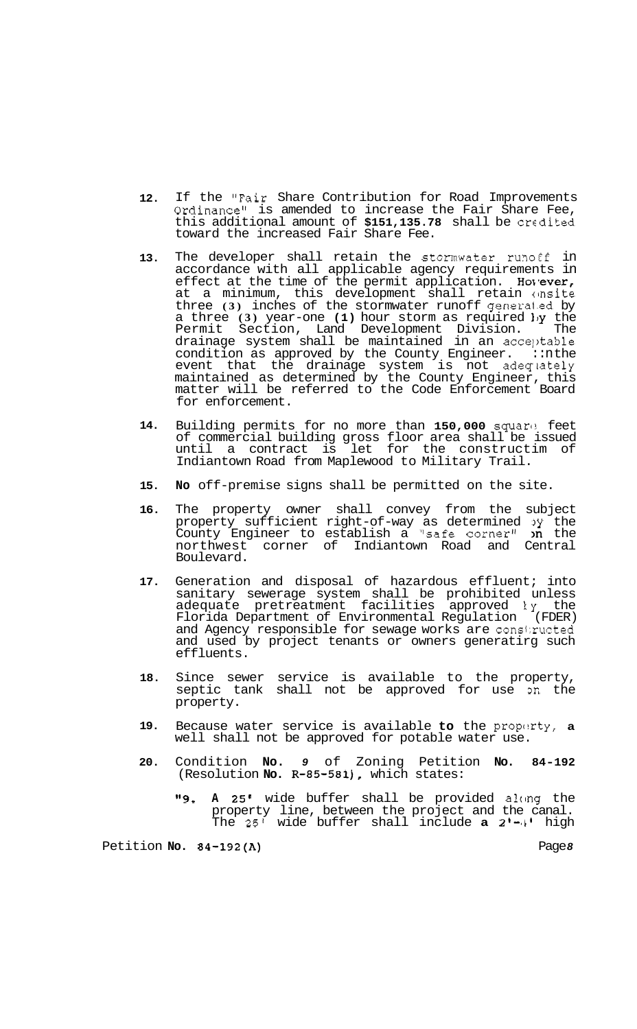12. If the "Fair Share Contribution for Road Improvements Ordinance" is amended to increase the Fair Share Fee, this additional amount of **$151,135.78** shall be credited toward the increased Fair Share Fee.

13. The developer shall retain the stormwater runoff in accordance with all applicable agency requirements in effect at the time of the permit application. **However,** at a minimum, this development shall retain onsite three **(3)** inches of the stormwater runoff generated by a three **(3)** year-one **(1)** hour storm as required by the Permit Section, Land Development Division. The drainage system shall be maintained in an acceptable condition as approved by the County Engineer. In the event that the drainage system is not adequately maintained as determined by the County Engineer, this matter will be referred to the Code Enforcement Board for enforcement.

14. Building permits for no more than **150,000** square feet of commercial building gross floor area shall be issued until a contract is let for the constructim of Indiantown Road from Maplewood to Military Trail.

15. **No** off-premise signs shall be permitted on the site.

16. The property owner shall convey from the subject property sufficient right-of-way as determined by the County Engineer to establish a "safe corner" on the northwest corner of Indiantown Road and Central Boulevard.

17. Generation and disposal of hazardous effluent; into sanitary sewerage system shall be prohibited unless adequate pretreatment facilities approved by the Florida Department of Environmental Regulation (FDER) and Agency responsible for sewage works are constructed and used by project tenants or owners generatirg such effluents.

18. Since sewer service is available to the property, septic tank shall not be approved for use on the property.

19. Because water service is available **to** the property, **a** well shall not be approved for potable water use.

20. Condition **No.** *9* of Zoning Petition **No. 84-192** (Resolution **No. R-85-581**), which states:

    "**9. A 25'** wide buffer shall be provided along the property line, between the project and the canal. The 25' wide buffer shall include **a 2'-4'** high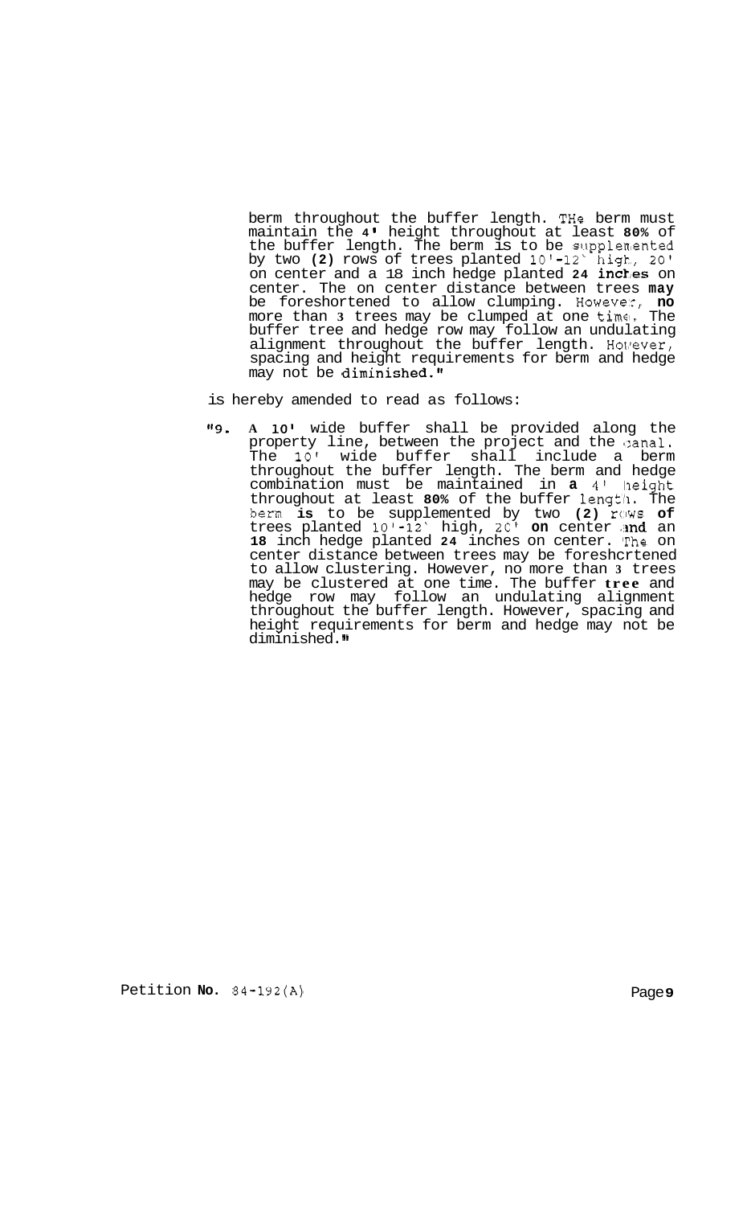berm throughout the buffer length. THe berm must maintain the 4' height throughout at least **80%** of the buffer length. The berm is to be supplemented by two **(2)** rows of trees planted 10'-12' high, 20' on center and a 18 inch hedge planted **24 inches** on center. The on center distance between trees **may** be foreshortened to allow clumping. However, **no** more than **3** trees may be clumped at one time. The buffer tree and hedge row may follow an undulating alignment throughout the buffer length. However, spacing and height requirements for berm and hedge may not be diminished."

is hereby amended to read as follows:

"9. **A 10'** wide buffer shall be provided along the property line, between the project and the canal. The 10' wide buffer shall include a berm throughout the buffer length. The berm and hedge combination must be maintained in **a** 4' height throughout at least **80%** of the buffer length. The berm **is** to be supplemented by two **(2)** rows **of** trees planted 10'-12' high, 20' **on** center and an **18** inch hedge planted **24** inches on center. The on center distance between trees may be foreshortened to allow clustering. However, no more than **3** trees may be clustered at one time. The buffer **tree** and hedge row may follow an undulating alignment throughout the buffer length. However, spacing and height requirements for berm and hedge may not be diminished."

Petition **No.** 84-192(A)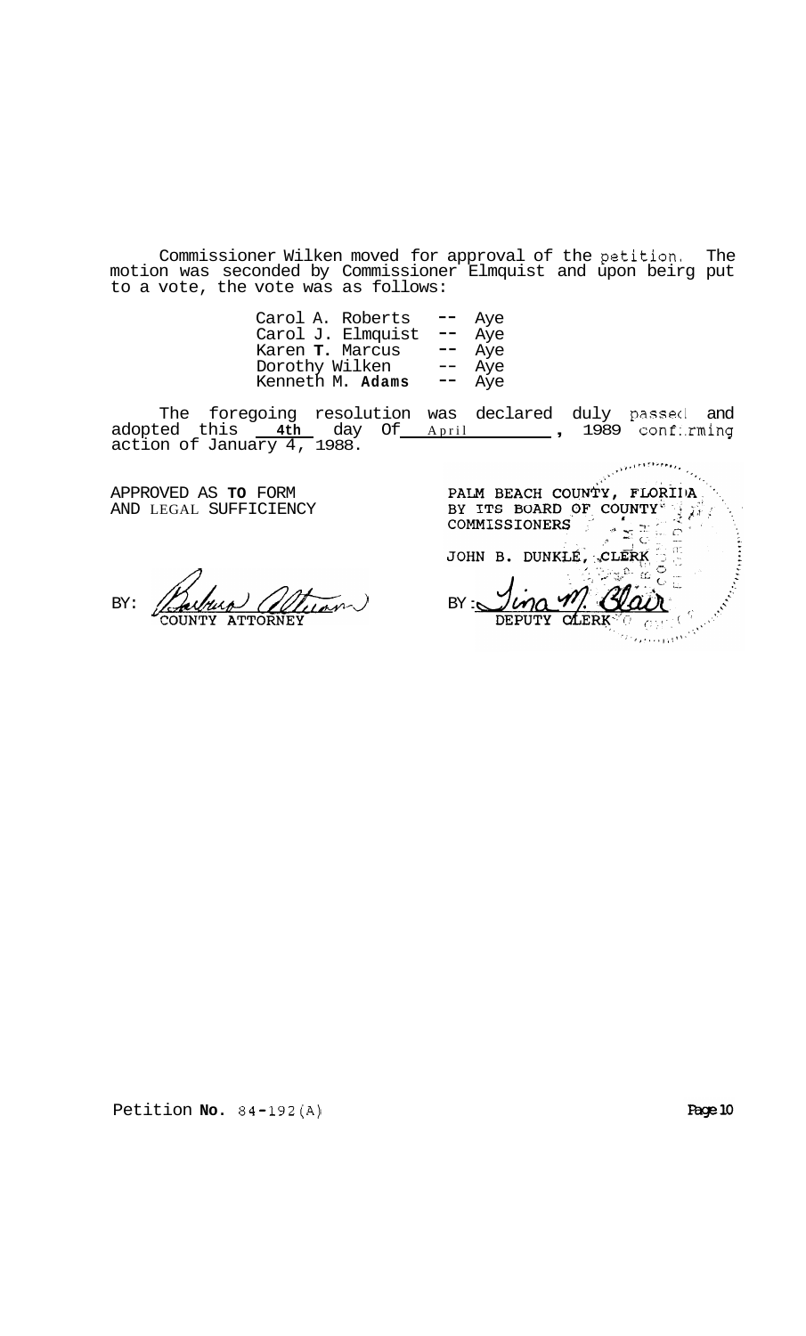Commissioner Wilken moved for approval of the petition. The motion was seconded by Commissioner Elmquist and upon beirg put to a vote, the vote was as follows:

| | | |
|---|---|---|
| Carol A. Roberts | -- | Aye |
| Carol J. Elmquist | -- | Aye |
| Karen T. Marcus | -- | Aye |
| Dorothy Wilken | -- | Aye |
| Kenneth M. Adams | -- | Aye |

The foregoing resolution was declared duly passed and adopted this 4th day Of April, 1989 confirming action of January 4, 1988.

APPROVED AS TO FORM AND LEGAL SUFFICIENCY

BY: COUNTY ATTORNEY

PALM BEACH COUNTY, FLORIDA BY ITS BOARD OF COUNTY COMMISSIONERS

JOHN B. DUNKLE, CLERK

BY: DEPUTY CLERK

Petition No. 84-192(A)